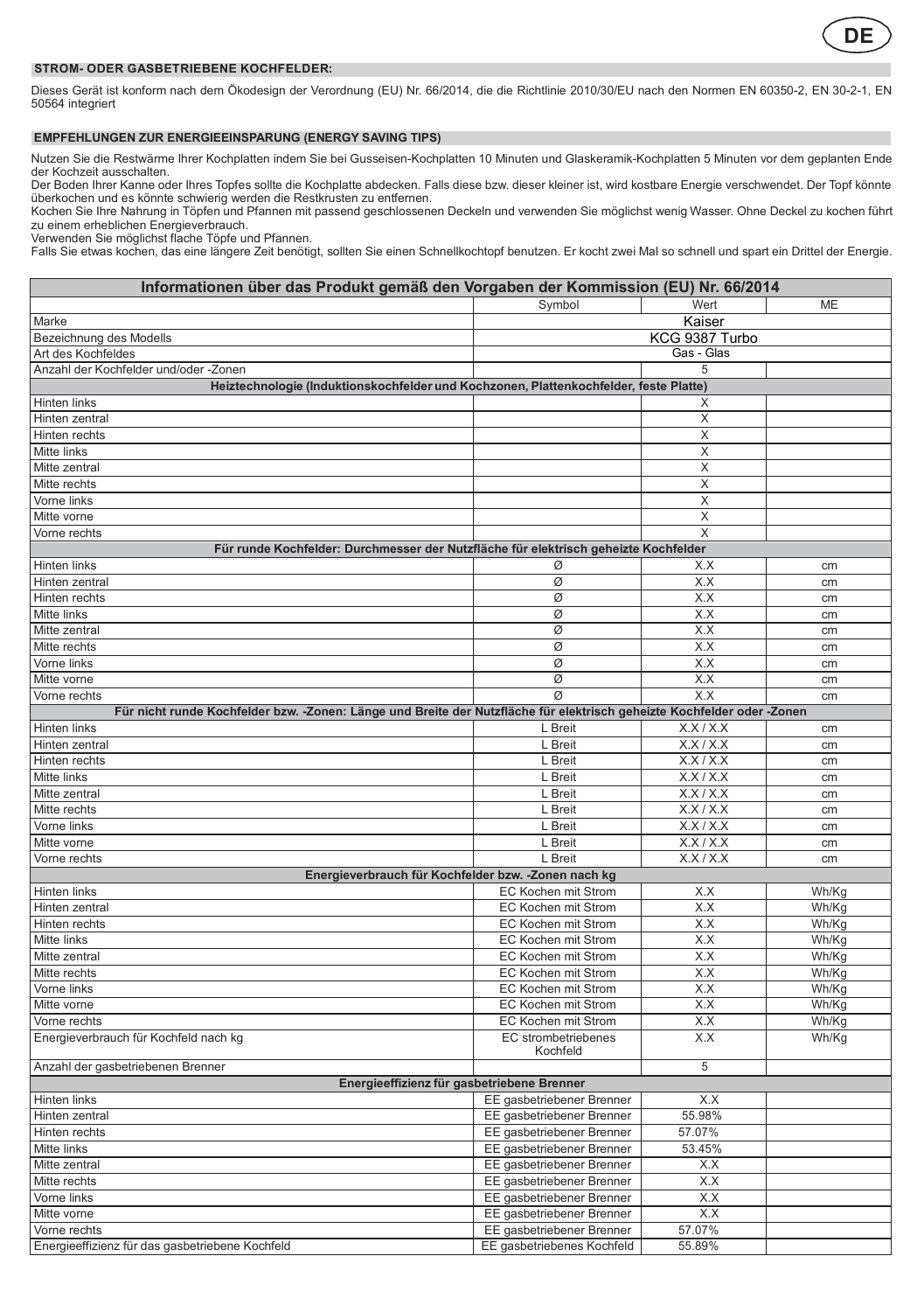### STROM- ODER GASBETRIEBENE KOCHFELDER:

Dieses Gerät ist konform nach dem Ökodesign der Verordnung (EU) Nr. 66/2014, die die Richtlinie 2010/30/EU nach den Normen EN 60350-2, EN 30-2-1, EN 50564 integriert

### EMPFEHLUNGEN ZUR ENERGIEEINSPARUNG (ENERGY SAVING TIPS)

Nutzen Sie die Restwärme Ihrer Kochplatten indem Sie bei Gusseisen-Kochplatten 10 Minuten und Glaskeramik-Kochplatten 5 Minuten vor dem geplanten Ende der Kochzeit ausschalten.
Der Boden Ihrer Kanne oder Ihres Topfes sollte die Kochplatte abdecken. Falls diese bzw. dieser kleiner ist, wird kostbare Energie verschwendet. Der Topf könnte überkochen und es könnte schwierig werden die Restkrusten zu entfernen.
Kochen Sie Ihre Nahrung in Töpfen und Pfannen mit passend geschlossenen Deckeln und verwenden Sie möglichst wenig Wasser. Ohne Deckel zu kochen führt zu einem erheblichen Energieverbrauch.
Verwenden Sie möglichst flache Töpfe und Pfannen.
Falls Sie etwas kochen, das eine längere Zeit benötigt, sollten Sie einen Schnellkochtopf benutzen. Er kocht zwei Mal so schnell und spart ein Drittel der Energie.

| Informationen über das Produkt gemäß den Vorgaben der Kommission (EU) Nr. 66/2014 | | | |
|---|---|---|---|
| | Symbol | Wert | ME |
| Marke | Kaiser | | |
| Bezeichnung des Modells | KCG 9387 Turbo | | |
| Art des Kochfeldes | Gas - Glas | | |
| Anzahl der Kochfelder und/oder -Zonen | | 5 | |
| **Heiztechnologie (Induktionskochfelder und Kochzonen, Plattenkochfelder, feste Platte)** | | | |
| Hinten links | | X | |
| Hinten zentral | | X | |
| Hinten rechts | | X | |
| Mitte links | | X | |
| Mitte zentral | | X | |
| Mitte rechts | | X | |
| Vorne links | | X | |
| Mitte vorne | | X | |
| Vorne rechts | | X | |
| **Für runde Kochfelder: Durchmesser der Nutzfläche für elektrisch geheizte Kochfelder** | | | |
| Hinten links | Ø | X.X | cm |
| Hinten zentral | Ø | X.X | cm |
| Hinten rechts | Ø | X.X | cm |
| Mitte links | Ø | X.X | cm |
| Mitte zentral | Ø | X.X | cm |
| Mitte rechts | Ø | X.X | cm |
| Vorne links | Ø | X.X | cm |
| Mitte vorne | Ø | X.X | cm |
| Vorne rechts | Ø | X.X | cm |
| **Für nicht runde Kochfelder bzw. -Zonen: Länge und Breite der Nutzfläche für elektrisch geheizte Kochfelder oder -Zonen** | | | |
| Hinten links | L Breit | X.X / X.X | cm |
| Hinten zentral | L Breit | X.X / X.X | cm |
| Hinten rechts | L Breit | X.X / X.X | cm |
| Mitte links | L Breit | X.X / X.X | cm |
| Mitte zentral | L Breit | X.X / X.X | cm |
| Mitte rechts | L Breit | X.X / X.X | cm |
| Vorne links | L Breit | X.X / X.X | cm |
| Mitte vorne | L Breit | X.X / X.X | cm |
| Vorne rechts | L Breit | X.X / X.X | cm |
| **Energieverbrauch für Kochfelder bzw. -Zonen nach kg** | | | |
| Hinten links | EC Kochen mit Strom | X.X | Wh/Kg |
| Hinten zentral | EC Kochen mit Strom | X.X | Wh/Kg |
| Hinten rechts | EC Kochen mit Strom | X.X | Wh/Kg |
| Mitte links | EC Kochen mit Strom | X.X | Wh/Kg |
| Mitte zentral | EC Kochen mit Strom | X.X | Wh/Kg |
| Mitte rechts | EC Kochen mit Strom | X.X | Wh/Kg |
| Vorne links | EC Kochen mit Strom | X.X | Wh/Kg |
| Mitte vorne | EC Kochen mit Strom | X.X | Wh/Kg |
| Vorne rechts | EC Kochen mit Strom | X.X | Wh/Kg |
| Energieverbrauch für Kochfeld nach kg | EC strombetriebenes Kochfeld | X.X | Wh/Kg |
| Anzahl der gasbetriebenen Brenner | | 5 | |
| **Energieeffizienz für gasbetriebene Brenner** | | | |
| Hinten links | EE gasbetriebener Brenner | X.X | |
| Hinten zentral | EE gasbetriebener Brenner | 55.98% | |
| Hinten rechts | EE gasbetriebener Brenner | 57.07% | |
| Mitte links | EE gasbetriebener Brenner | 53.45% | |
| Mitte zentral | EE gasbetriebener Brenner | X.X | |
| Mitte rechts | EE gasbetriebener Brenner | X.X | |
| Vorne links | EE gasbetriebener Brenner | X.X | |
| Mitte vorne | EE gasbetriebener Brenner | X.X | |
| Vorne rechts | EE gasbetriebener Brenner | 57.07% | |
| Energieeffizienz für das gasbetriebene Kochfeld | EE gasbetriebenes Kochfeld | 55.89% | |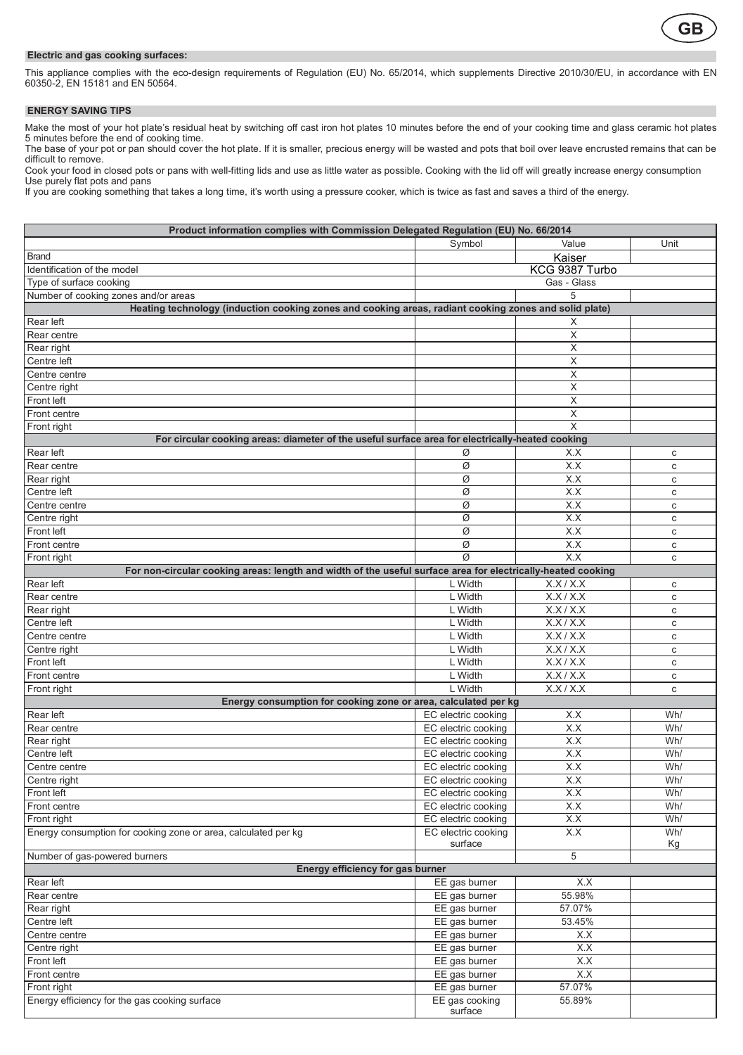**Electric and gas cooking surfaces:**

This appliance complies with the eco-design requirements of Regulation (EU) No. 65/2014, which supplements Directive 2010/30/EU, in accordance with EN 60350-2, EN 15181 and EN 50564.

**ENERGY SAVING TIPS**

Make the most of your hot plate's residual heat by switching off cast iron hot plates 10 minutes before the end of your cooking time and glass ceramic hot plates 5 minutes before the end of cooking time.
The base of your pot or pan should cover the hot plate. If it is smaller, precious energy will be wasted and pots that boil over leave encrusted remains that can be difficult to remove.
Cook your food in closed pots or pans with well-fitting lids and use as little water as possible. Cooking with the lid off will greatly increase energy consumption
Use purely flat pots and pans
If you are cooking something that takes a long time, it's worth using a pressure cooker, which is twice as fast and saves a third of the energy.

| Product information complies with Commission Delegated Regulation (EU) No. 66/2014 | | | |
|---|---|---|---|
| | Symbol | Value | Unit |
| Brand | | Kaiser | |
| Identification of the model | | KCG 9387 Turbo | |
| Type of surface cooking | | Gas - Glass | |
| Number of cooking zones and/or areas | | 5 | |
| **Heating technology (induction cooking zones and cooking areas, radiant cooking zones and solid plate)** | | | |
| Rear left | | X | |
| Rear centre | | X | |
| Rear right | | X | |
| Centre left | | X | |
| Centre centre | | X | |
| Centre right | | X | |
| Front left | | X | |
| Front centre | | X | |
| Front right | | X | |
| **For circular cooking areas: diameter of the useful surface area for electrically-heated cooking** | | | |
| Rear left | Ø | X.X | c |
| Rear centre | Ø | X.X | c |
| Rear right | Ø | X.X | c |
| Centre left | Ø | X.X | c |
| Centre centre | Ø | X.X | c |
| Centre right | Ø | X.X | c |
| Front left | Ø | X.X | c |
| Front centre | Ø | X.X | c |
| Front right | Ø | X.X | c |
| **For non-circular cooking areas: length and width of the useful surface area for electrically-heated cooking** | | | |
| Rear left | L Width | X.X / X.X | c |
| Rear centre | L Width | X.X / X.X | c |
| Rear right | L Width | X.X / X.X | c |
| Centre left | L Width | X.X / X.X | c |
| Centre centre | L Width | X.X / X.X | c |
| Centre right | L Width | X.X / X.X | c |
| Front left | L Width | X.X / X.X | c |
| Front centre | L Width | X.X / X.X | c |
| Front right | L Width | X.X / X.X | c |
| **Energy consumption for cooking zone or area, calculated per kg** | | | |
| Rear left | EC electric cooking | X.X | Wh/ |
| Rear centre | EC electric cooking | X.X | Wh/ |
| Rear right | EC electric cooking | X.X | Wh/ |
| Centre left | EC electric cooking | X.X | Wh/ |
| Centre centre | EC electric cooking | X.X | Wh/ |
| Centre right | EC electric cooking | X.X | Wh/ |
| Front left | EC electric cooking | X.X | Wh/ |
| Front centre | EC electric cooking | X.X | Wh/ |
| Front right | EC electric cooking | X.X | Wh/ |
| Energy consumption for cooking zone or area, calculated per kg | EC electric cooking surface | X.X | Wh/ Kg |
| Number of gas-powered burners | | 5 | |
| **Energy efficiency for gas burner** | | | |
| Rear left | EE gas burner | X.X | |
| Rear centre | EE gas burner | 55.98% | |
| Rear right | EE gas burner | 57.07% | |
| Centre left | EE gas burner | 53.45% | |
| Centre centre | EE gas burner | X.X | |
| Centre right | EE gas burner | X.X | |
| Front left | EE gas burner | X.X | |
| Front centre | EE gas burner | X.X | |
| Front right | EE gas burner | 57.07% | |
| Energy efficiency for the gas cooking surface | EE gas cooking surface | 55.89% | |